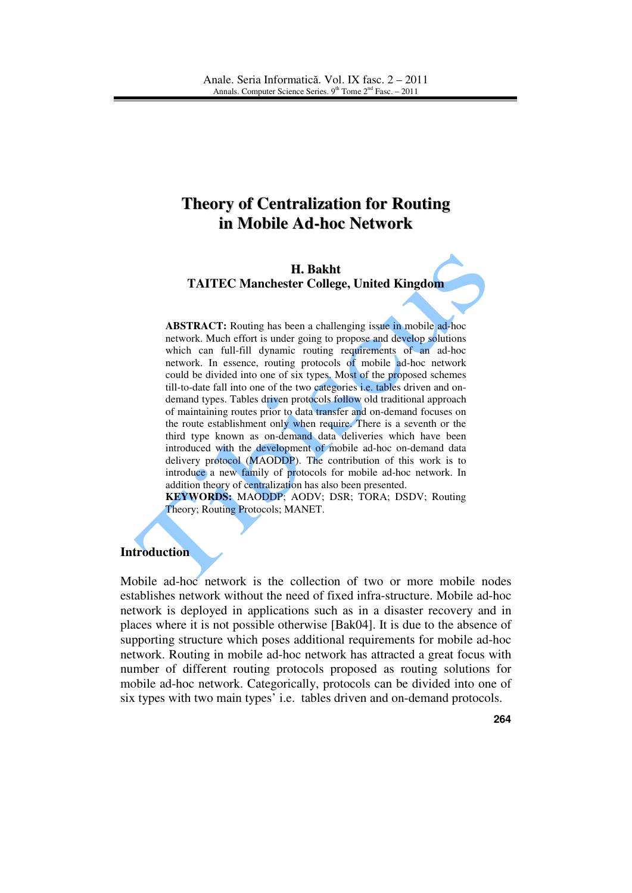# Theory of Centralization for Routing in Mobile Ad-hoc Network

**H. Bakht**
**TAITEC Manchester College, United Kingdom**

**ABSTRACT:** Routing has been a challenging issue in mobile ad-hoc network. Much effort is under going to propose and develop solutions which can full-fill dynamic routing requirements of an ad-hoc network. In essence, routing protocols of mobile ad-hoc network could be divided into one of six types. Most of the proposed schemes till-to-date fall into one of the two categories i.e. tables driven and on-demand types. Tables driven protocols follow old traditional approach of maintaining routes prior to data transfer and on-demand focuses on the route establishment only when require. There is a seventh or the third type known as on-demand data deliveries which have been introduced with the development of mobile ad-hoc on-demand data delivery protocol (MAODDP). The contribution of this work is to introduce a new family of protocols for mobile ad-hoc network. In addition theory of centralization has also been presented.

**KEYWORDS:** MAODDP; AODV; DSR; TORA; DSDV; Routing Theory; Routing Protocols; MANET.

## Introduction

Mobile ad-hoc network is the collection of two or more mobile nodes establishes network without the need of fixed infra-structure. Mobile ad-hoc network is deployed in applications such as in a disaster recovery and in places where it is not possible otherwise [Bak04]. It is due to the absence of supporting structure which poses additional requirements for mobile ad-hoc network. Routing in mobile ad-hoc network has attracted a great focus with number of different routing protocols proposed as routing solutions for mobile ad-hoc network. Categorically, protocols can be divided into one of six types with two main types' i.e. tables driven and on-demand protocols.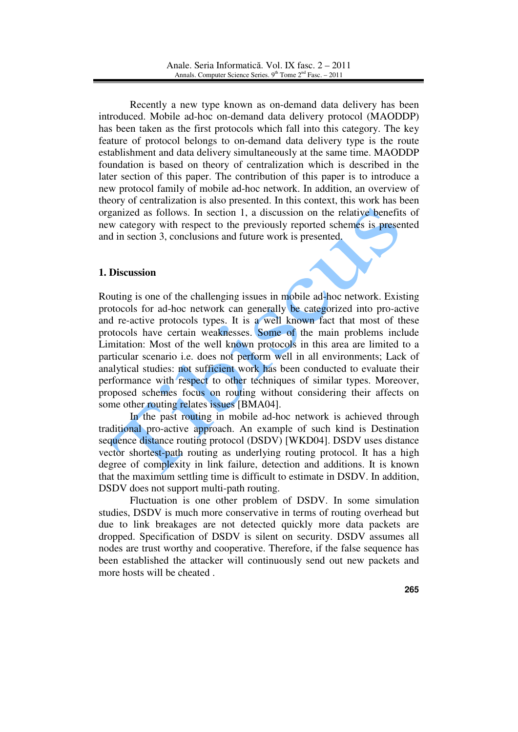Recently a new type known as on-demand data delivery has been introduced. Mobile ad-hoc on-demand data delivery protocol (MAODDP) has been taken as the first protocols which fall into this category. The key feature of protocol belongs to on-demand data delivery type is the route establishment and data delivery simultaneously at the same time. MAODDP foundation is based on theory of centralization which is described in the later section of this paper. The contribution of this paper is to introduce a new protocol family of mobile ad-hoc network. In addition, an overview of theory of centralization is also presented. In this context, this work has been organized as follows. In section 1, a discussion on the relative benefits of new category with respect to the previously reported schemes is presented and in section 3, conclusions and future work is presented.

## 1. Discussion

Routing is one of the challenging issues in mobile ad-hoc network. Existing protocols for ad-hoc network can generally be categorized into pro-active and re-active protocols types. It is a well known fact that most of these protocols have certain weaknesses. Some of the main problems include Limitation: Most of the well known protocols in this area are limited to a particular scenario i.e. does not perform well in all environments; Lack of analytical studies: not sufficient work has been conducted to evaluate their performance with respect to other techniques of similar types. Moreover, proposed schemes focus on routing without considering their affects on some other routing relates issues [BMA04].

In the past routing in mobile ad-hoc network is achieved through traditional pro-active approach. An example of such kind is Destination sequence distance routing protocol (DSDV) [WKD04]. DSDV uses distance vector shortest-path routing as underlying routing protocol. It has a high degree of complexity in link failure, detection and additions. It is known that the maximum settling time is difficult to estimate in DSDV. In addition, DSDV does not support multi-path routing.

Fluctuation is one other problem of DSDV. In some simulation studies, DSDV is much more conservative in terms of routing overhead but due to link breakages are not detected quickly more data packets are dropped. Specification of DSDV is silent on security. DSDV assumes all nodes are trust worthy and cooperative. Therefore, if the false sequence has been established the attacker will continuously send out new packets and more hosts will be cheated .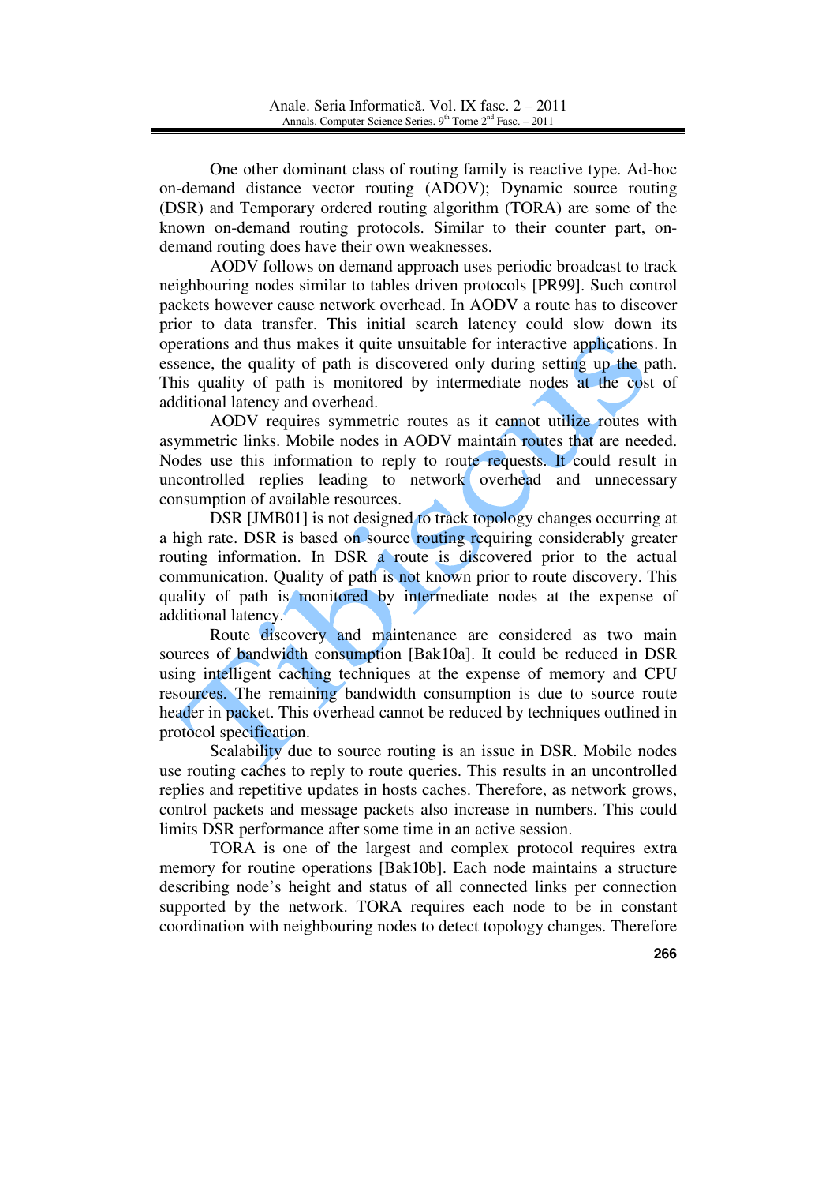One other dominant class of routing family is reactive type. Ad-hoc on-demand distance vector routing (ADOV); Dynamic source routing (DSR) and Temporary ordered routing algorithm (TORA) are some of the known on-demand routing protocols. Similar to their counter part, on-demand routing does have their own weaknesses.

AODV follows on demand approach uses periodic broadcast to track neighbouring nodes similar to tables driven protocols [PR99]. Such control packets however cause network overhead. In AODV a route has to discover prior to data transfer. This initial search latency could slow down its operations and thus makes it quite unsuitable for interactive applications. In essence, the quality of path is discovered only during setting up the path. This quality of path is monitored by intermediate nodes at the cost of additional latency and overhead.

AODV requires symmetric routes as it cannot utilize routes with asymmetric links. Mobile nodes in AODV maintain routes that are needed. Nodes use this information to reply to route requests. It could result in uncontrolled replies leading to network overhead and unnecessary consumption of available resources.

DSR [JMB01] is not designed to track topology changes occurring at a high rate. DSR is based on source routing requiring considerably greater routing information. In DSR a route is discovered prior to the actual communication. Quality of path is not known prior to route discovery. This quality of path is monitored by intermediate nodes at the expense of additional latency.

Route discovery and maintenance are considered as two main sources of bandwidth consumption [Bak10a]. It could be reduced in DSR using intelligent caching techniques at the expense of memory and CPU resources. The remaining bandwidth consumption is due to source route header in packet. This overhead cannot be reduced by techniques outlined in protocol specification.

Scalability due to source routing is an issue in DSR. Mobile nodes use routing caches to reply to route queries. This results in an uncontrolled replies and repetitive updates in hosts caches. Therefore, as network grows, control packets and message packets also increase in numbers. This could limits DSR performance after some time in an active session.

TORA is one of the largest and complex protocol requires extra memory for routine operations [Bak10b]. Each node maintains a structure describing node's height and status of all connected links per connection supported by the network. TORA requires each node to be in constant coordination with neighbouring nodes to detect topology changes. Therefore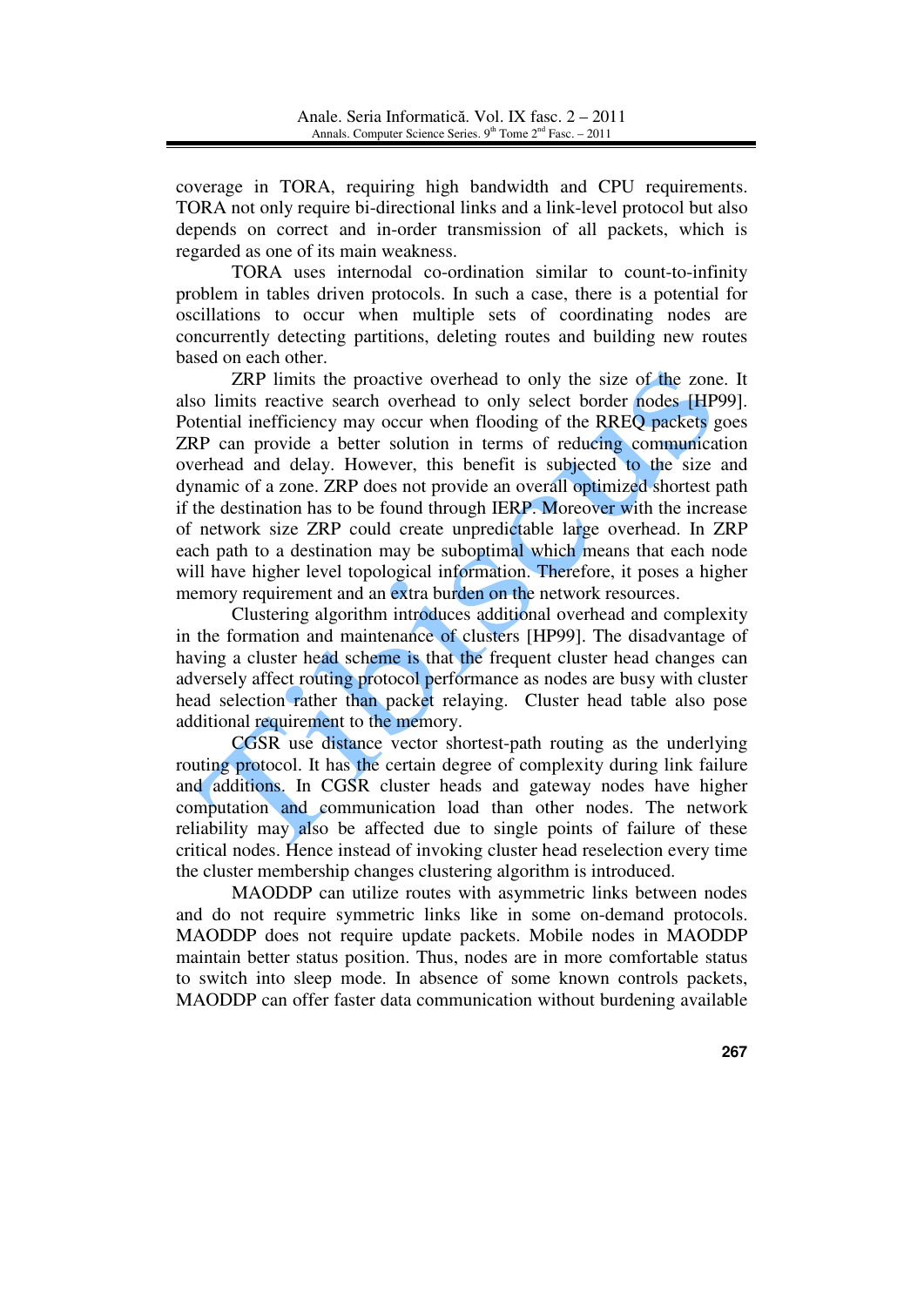coverage in TORA, requiring high bandwidth and CPU requirements. TORA not only require bi-directional links and a link-level protocol but also depends on correct and in-order transmission of all packets, which is regarded as one of its main weakness.

TORA uses internodal co-ordination similar to count-to-infinity problem in tables driven protocols. In such a case, there is a potential for oscillations to occur when multiple sets of coordinating nodes are concurrently detecting partitions, deleting routes and building new routes based on each other.

ZRP limits the proactive overhead to only the size of the zone. It also limits reactive search overhead to only select border nodes [HP99]. Potential inefficiency may occur when flooding of the RREQ packets goes ZRP can provide a better solution in terms of reducing communication overhead and delay. However, this benefit is subjected to the size and dynamic of a zone. ZRP does not provide an overall optimized shortest path if the destination has to be found through IERP. Moreover with the increase of network size ZRP could create unpredictable large overhead. In ZRP each path to a destination may be suboptimal which means that each node will have higher level topological information. Therefore, it poses a higher memory requirement and an extra burden on the network resources.

Clustering algorithm introduces additional overhead and complexity in the formation and maintenance of clusters [HP99]. The disadvantage of having a cluster head scheme is that the frequent cluster head changes can adversely affect routing protocol performance as nodes are busy with cluster head selection rather than packet relaying. Cluster head table also pose additional requirement to the memory.

CGSR use distance vector shortest-path routing as the underlying routing protocol. It has the certain degree of complexity during link failure and additions. In CGSR cluster heads and gateway nodes have higher computation and communication load than other nodes. The network reliability may also be affected due to single points of failure of these critical nodes. Hence instead of invoking cluster head reselection every time the cluster membership changes clustering algorithm is introduced.

MAODDP can utilize routes with asymmetric links between nodes and do not require symmetric links like in some on-demand protocols. MAODDP does not require update packets. Mobile nodes in MAODDP maintain better status position. Thus, nodes are in more comfortable status to switch into sleep mode. In absence of some known controls packets, MAODDP can offer faster data communication without burdening available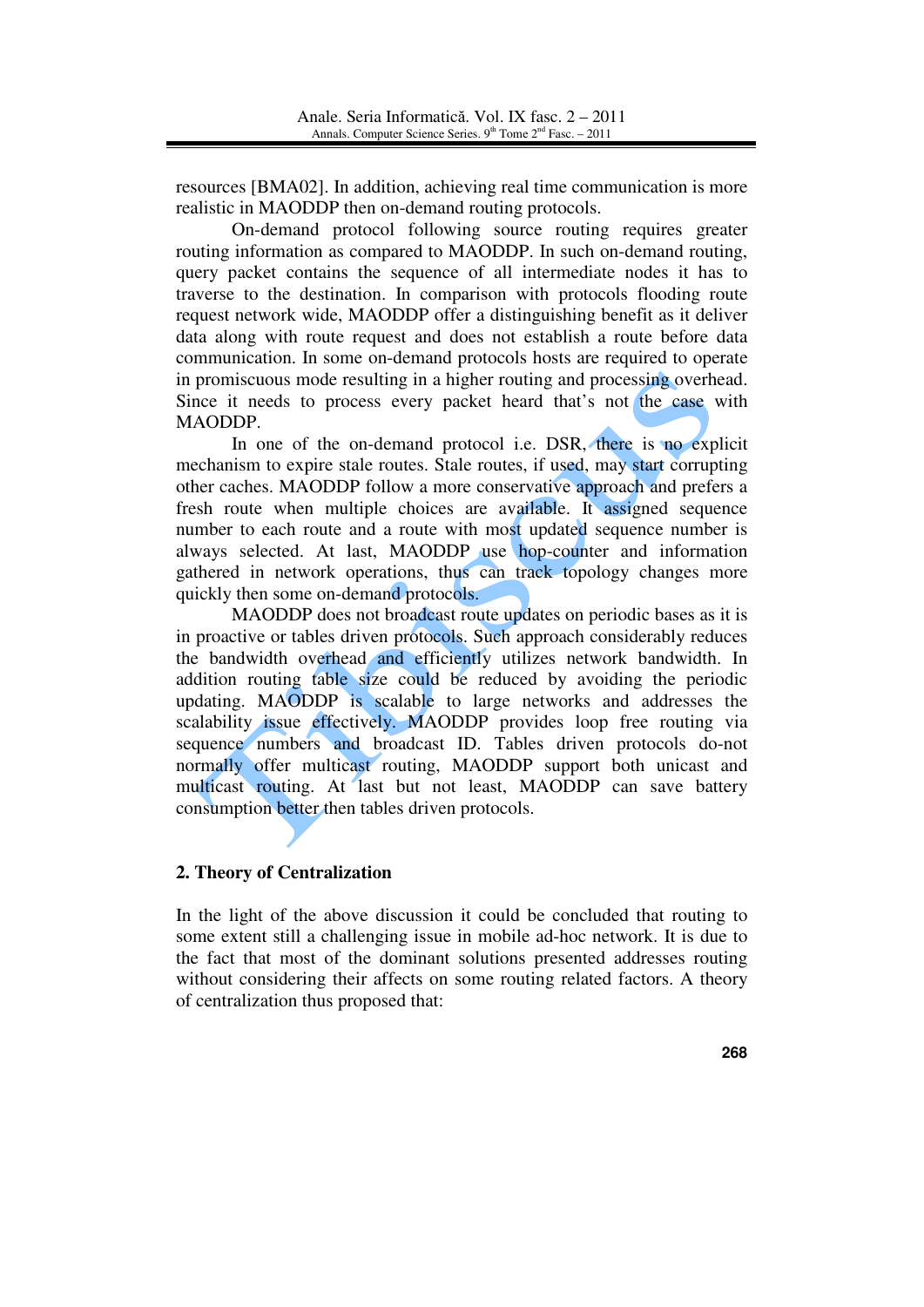resources [BMA02]. In addition, achieving real time communication is more realistic in MAODDP then on-demand routing protocols.

On-demand protocol following source routing requires greater routing information as compared to MAODDP. In such on-demand routing, query packet contains the sequence of all intermediate nodes it has to traverse to the destination. In comparison with protocols flooding route request network wide, MAODDP offer a distinguishing benefit as it deliver data along with route request and does not establish a route before data communication. In some on-demand protocols hosts are required to operate in promiscuous mode resulting in a higher routing and processing overhead. Since it needs to process every packet heard that's not the case with MAODDP.

In one of the on-demand protocol i.e. DSR, there is no explicit mechanism to expire stale routes. Stale routes, if used, may start corrupting other caches. MAODDP follow a more conservative approach and prefers a fresh route when multiple choices are available. It assigned sequence number to each route and a route with most updated sequence number is always selected. At last, MAODDP use hop-counter and information gathered in network operations, thus can track topology changes more quickly then some on-demand protocols.

MAODDP does not broadcast route updates on periodic bases as it is in proactive or tables driven protocols. Such approach considerably reduces the bandwidth overhead and efficiently utilizes network bandwidth. In addition routing table size could be reduced by avoiding the periodic updating. MAODDP is scalable to large networks and addresses the scalability issue effectively. MAODDP provides loop free routing via sequence numbers and broadcast ID. Tables driven protocols do-not normally offer multicast routing, MAODDP support both unicast and multicast routing. At last but not least, MAODDP can save battery consumption better then tables driven protocols.

## 2. Theory of Centralization

In the light of the above discussion it could be concluded that routing to some extent still a challenging issue in mobile ad-hoc network. It is due to the fact that most of the dominant solutions presented addresses routing without considering their affects on some routing related factors. A theory of centralization thus proposed that: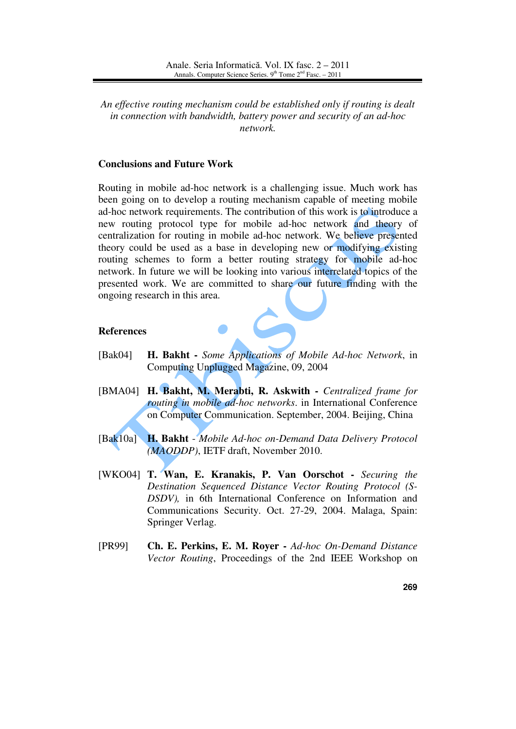*An effective routing mechanism could be established only if routing is dealt in connection with bandwidth, battery power and security of an ad-hoc network.*

## Conclusions and Future Work

Routing in mobile ad-hoc network is a challenging issue. Much work has been going on to develop a routing mechanism capable of meeting mobile ad-hoc network requirements. The contribution of this work is to introduce a new routing protocol type for mobile ad-hoc network and theory of centralization for routing in mobile ad-hoc network. We believe presented theory could be used as a base in developing new or modifying existing routing schemes to form a better routing strategy for mobile ad-hoc network. In future we will be looking into various interrelated topics of the presented work. We are committed to share our future finding with the ongoing research in this area.

## References

[Bak04] **H. Bakht -** *Some Applications of Mobile Ad-hoc Network*, in Computing Unplugged Magazine, 09, 2004

[BMA04] **H. Bakht, M. Merabti, R. Askwith -** *Centralized frame for routing in mobile ad-hoc networks.* in International Conference on Computer Communication. September, 2004. Beijing, China

[Bak10a] **H. Bakht** - *Mobile Ad-hoc on-Demand Data Delivery Protocol (MAODDP)*, IETF draft, November 2010.

[WKO04] **T. Wan, E. Kranakis, P. Van Oorschot -** *Securing the Destination Sequenced Distance Vector Routing Protocol (S-DSDV),* in 6th International Conference on Information and Communications Security. Oct. 27-29, 2004. Malaga, Spain: Springer Verlag.

[PR99] **Ch. E. Perkins, E. M. Royer -** *Ad-hoc On-Demand Distance Vector Routing*, Proceedings of the 2nd IEEE Workshop on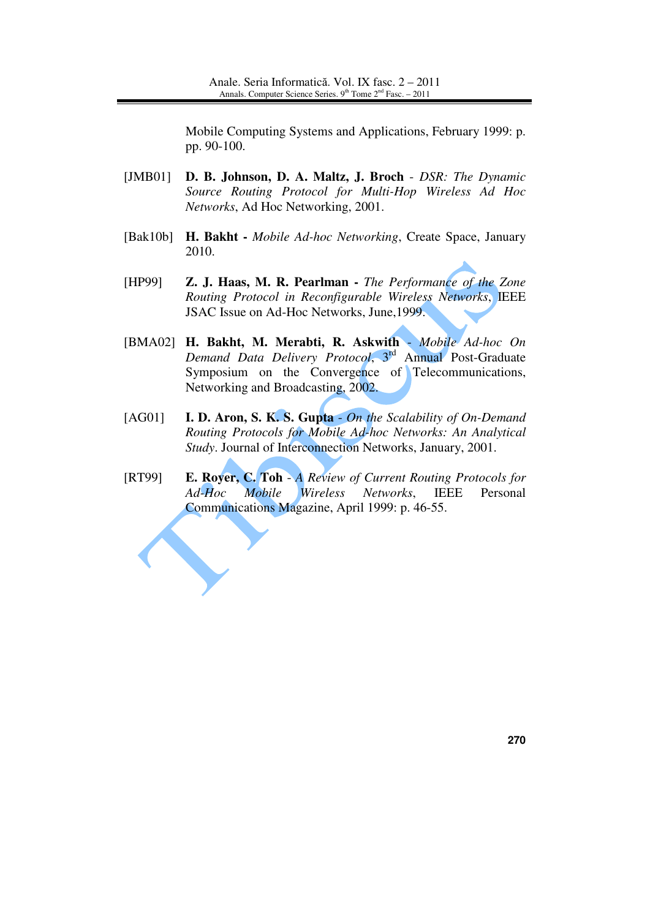Mobile Computing Systems and Applications, February 1999: p. pp. 90-100.

[JMB01] **D. B. Johnson, D. A. Maltz, J. Broch** - *DSR: The Dynamic Source Routing Protocol for Multi-Hop Wireless Ad Hoc Networks*, Ad Hoc Networking, 2001.

[Bak10b] **H. Bakht -** *Mobile Ad-hoc Networking*, Create Space, January 2010.

[HP99] **Z. J. Haas, M. R. Pearlman -** *The Performance of the Zone Routing Protocol in Reconfigurable Wireless Networks*, IEEE JSAC Issue on Ad-Hoc Networks, June,1999.

[BMA02] **H. Bakht, M. Merabti, R. Askwith** - *Mobile Ad-hoc On Demand Data Delivery Protocol*, 3rd Annual Post-Graduate Symposium on the Convergence of Telecommunications, Networking and Broadcasting, 2002.

[AG01] **I. D. Aron, S. K. S. Gupta** - *On the Scalability of On-Demand Routing Protocols for Mobile Ad-hoc Networks: An Analytical Study*. Journal of Interconnection Networks, January, 2001.

[RT99] **E. Royer, C. Toh** - *A Review of Current Routing Protocols for Ad-Hoc Mobile Wireless Networks*, IEEE Personal Communications Magazine, April 1999: p. 46-55.